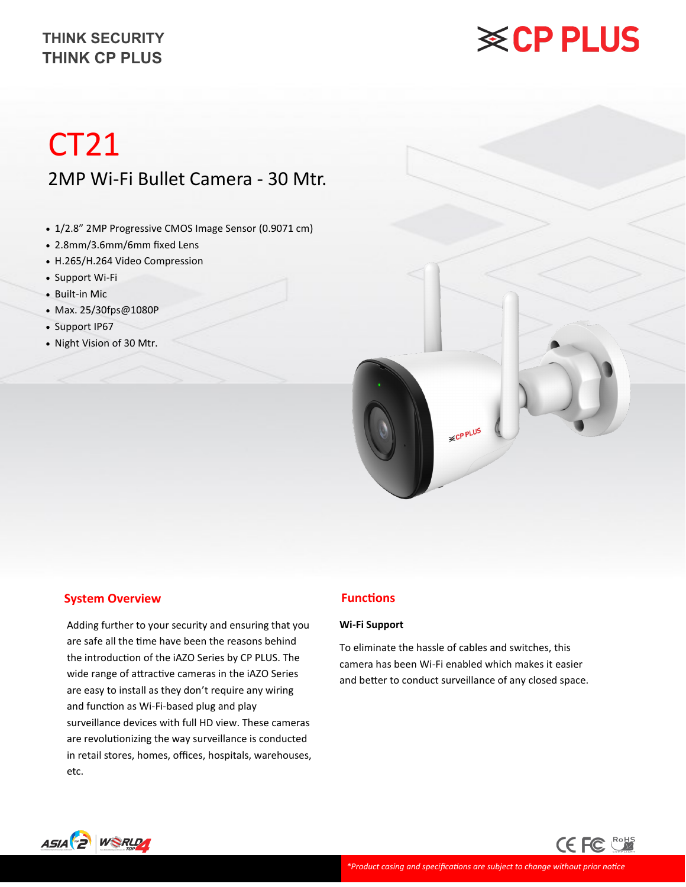THINK SECURITY
THINK CP PLUS

# CT21

## 2MP Wi-Fi Bullet Camera - 30 Mtr.

- 1/2.8" 2MP Progressive CMOS Image Sensor (0.9071 cm)
- 2.8mm/3.6mm/6mm fixed Lens
- H.265/H.264 Video Compression
- Support Wi-Fi
- Built-in Mic
- Max. 25/30fps@1080P
- Support IP67
- Night Vision of 30 Mtr.

## System Overview

Adding further to your security and ensuring that you are safe all the time have been the reasons behind the introduction of the iAZO Series by CP PLUS. The wide range of attractive cameras in the iAZO Series are easy to install as they don't require any wiring and function as Wi-Fi-based plug and play surveillance devices with full HD view. These cameras are revolutionizing the way surveillance is conducted in retail stores, homes, offices, hospitals, warehouses, etc.

## Functions

**Wi-Fi Support**

To eliminate the hassle of cables and switches, this camera has been Wi-Fi enabled which makes it easier and better to conduct surveillance of any closed space.

*\*Product casing and specifications are subject to change without prior notice*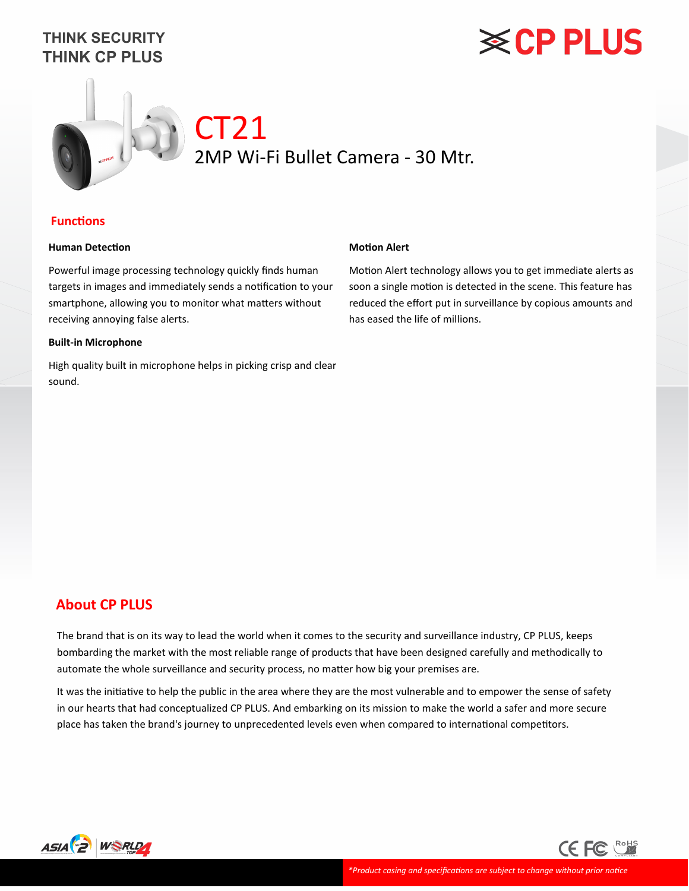THINK SECURITY
THINK CP PLUS

# CT21

## 2MP Wi-Fi Bullet Camera - 30 Mtr.

## Functions

### Human Detection

Powerful image processing technology quickly finds human targets in images and immediately sends a notification to your smartphone, allowing you to monitor what matters without receiving annoying false alerts.

### Built-in Microphone

High quality built in microphone helps in picking crisp and clear sound.

### Motion Alert

Motion Alert technology allows you to get immediate alerts as soon a single motion is detected in the scene. This feature has reduced the effort put in surveillance by copious amounts and has eased the life of millions.

## About CP PLUS

The brand that is on its way to lead the world when it comes to the security and surveillance industry, CP PLUS, keeps bombarding the market with the most reliable range of products that have been designed carefully and methodically to automate the whole surveillance and security process, no matter how big your premises are.

It was the initiative to help the public in the area where they are the most vulnerable and to empower the sense of safety in our hearts that had conceptualized CP PLUS. And embarking on its mission to make the world a safer and more secure place has taken the brand's journey to unprecedented levels even when compared to international competitors.

*Product casing and specifications are subject to change without prior notice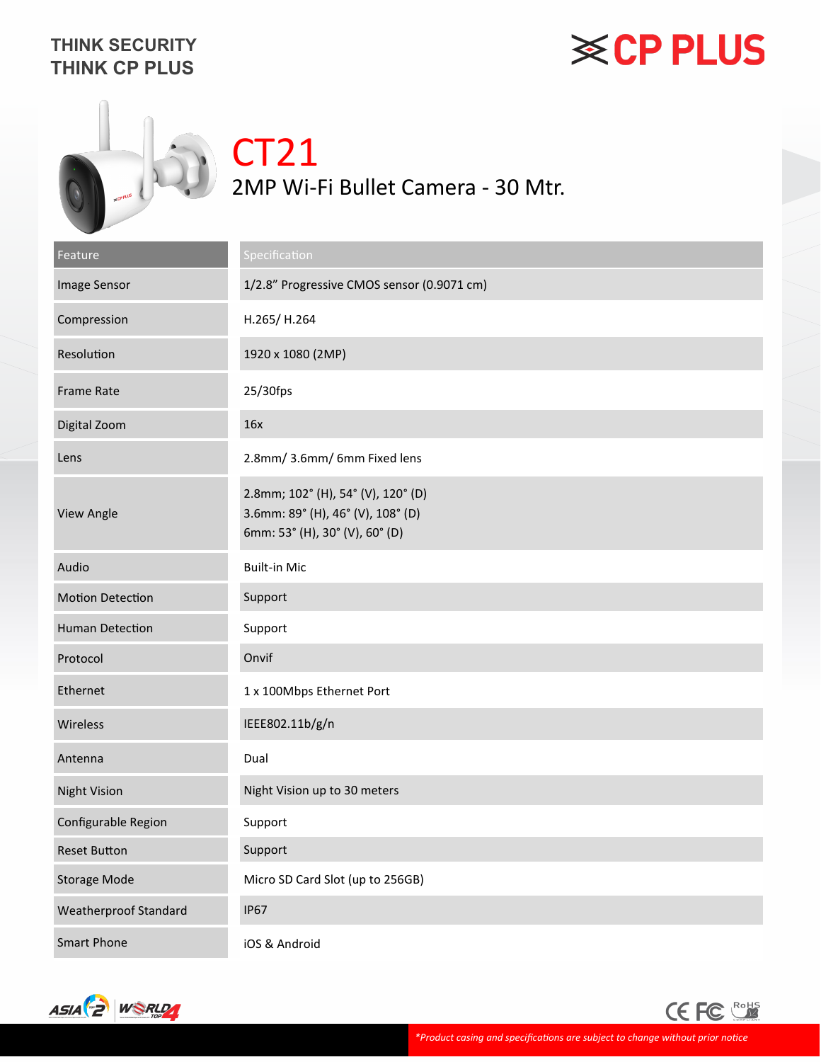THINK SECURITY
THINK CP PLUS

CP PLUS

# CT21

## 2MP Wi-Fi Bullet Camera - 30 Mtr.

| Feature | Specification |
|---|---|
| Image Sensor | 1/2.8” Progressive CMOS sensor (0.9071 cm) |
| Compression | H.265/ H.264 |
| Resolution | 1920 x 1080 (2MP) |
| Frame Rate | 25/30fps |
| Digital Zoom | 16x |
| Lens | 2.8mm/ 3.6mm/ 6mm Fixed lens |
| View Angle | 2.8mm; 102° (H), 54° (V), 120° (D)<br>3.6mm: 89° (H), 46° (V), 108° (D)<br>6mm: 53° (H), 30° (V), 60° (D) |
| Audio | Built-in Mic |
| Motion Detection | Support |
| Human Detection | Support |
| Protocol | Onvif |
| Ethernet | 1 x 100Mbps Ethernet Port |
| Wireless | IEEE802.11b/g/n |
| Antenna | Dual |
| Night Vision | Night Vision up to 30 meters |
| Configurable Region | Support |
| Reset Button | Support |
| Storage Mode | Micro SD Card Slot (up to 256GB) |
| Weatherproof Standard | IP67 |
| Smart Phone | iOS & Android |

*\*Product casing and specifications are subject to change without prior notice*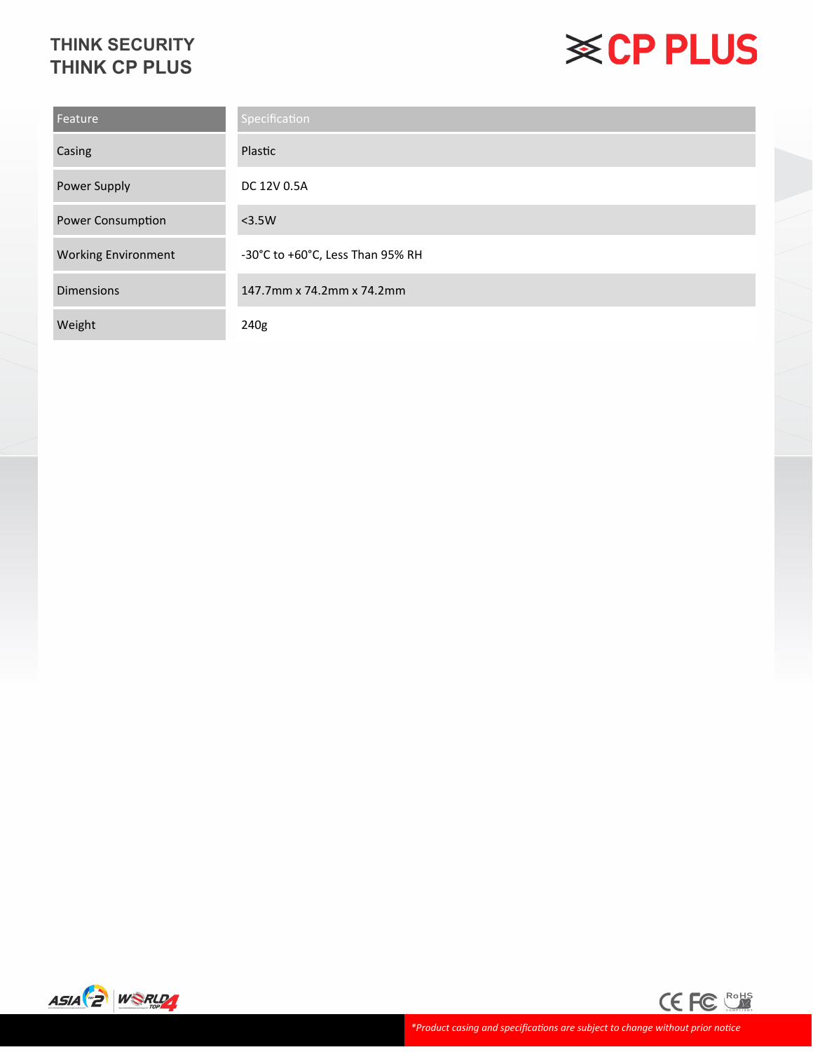THINK SECURITY
THINK CP PLUS

| Feature | Specification |
| --- | --- |
| Casing | Plastic |
| Power Supply | DC 12V 0.5A |
| Power Consumption | <3.5W |
| Working Environment | -30°C to +60°C, Less Than 95% RH |
| Dimensions | 147.7mm x 74.2mm x 74.2mm |
| Weight | 240g |

*Product casing and specifications are subject to change without prior notice